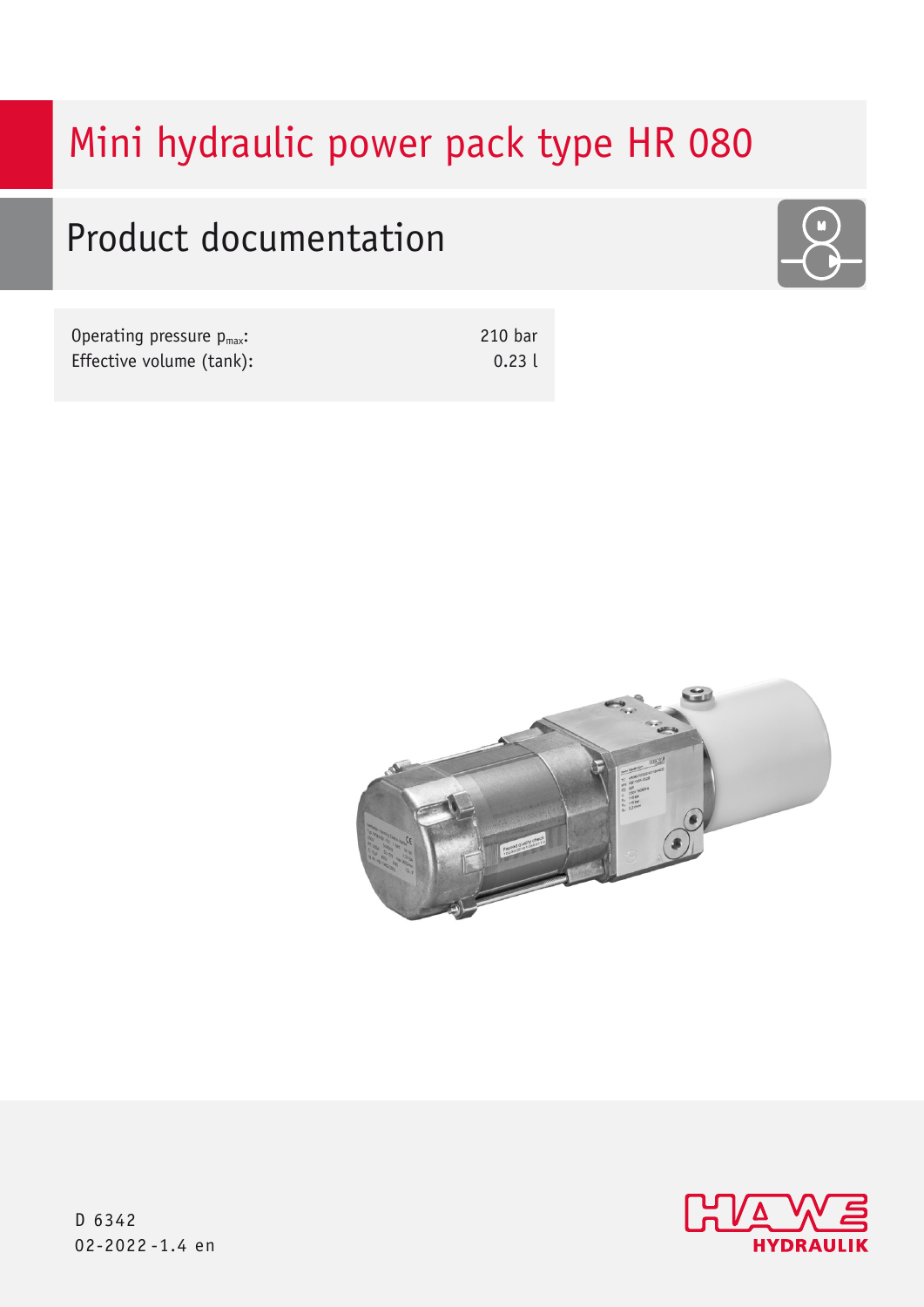# Mini hydraulic power pack type HR 080

## Product documentation

| | |
|---|---|
| Operating pressure $p_{max}$: | 210 bar |
| Effective volume (tank): | 0.23 l |

D 6342
02-2022-1.4 en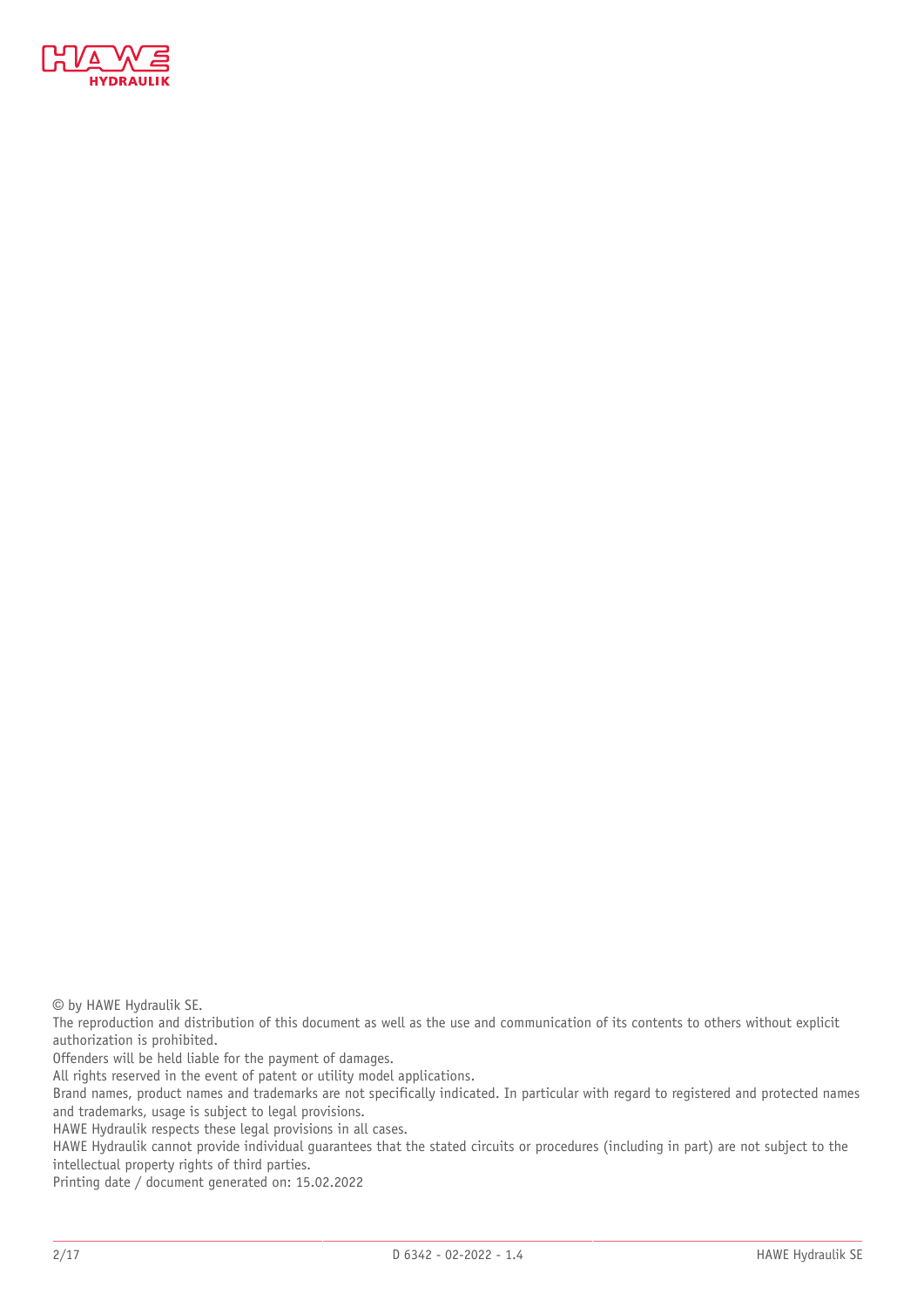© by HAWE Hydraulik SE.
The reproduction and distribution of this document as well as the use and communication of its contents to others without explicit authorization is prohibited.
Offenders will be held liable for the payment of damages.
All rights reserved in the event of patent or utility model applications.
Brand names, product names and trademarks are not specifically indicated. In particular with regard to registered and protected names and trademarks, usage is subject to legal provisions.
HAWE Hydraulik respects these legal provisions in all cases.
HAWE Hydraulik cannot provide individual guarantees that the stated circuits or procedures (including in part) are not subject to the intellectual property rights of third parties.
Printing date / document generated on: 15.02.2022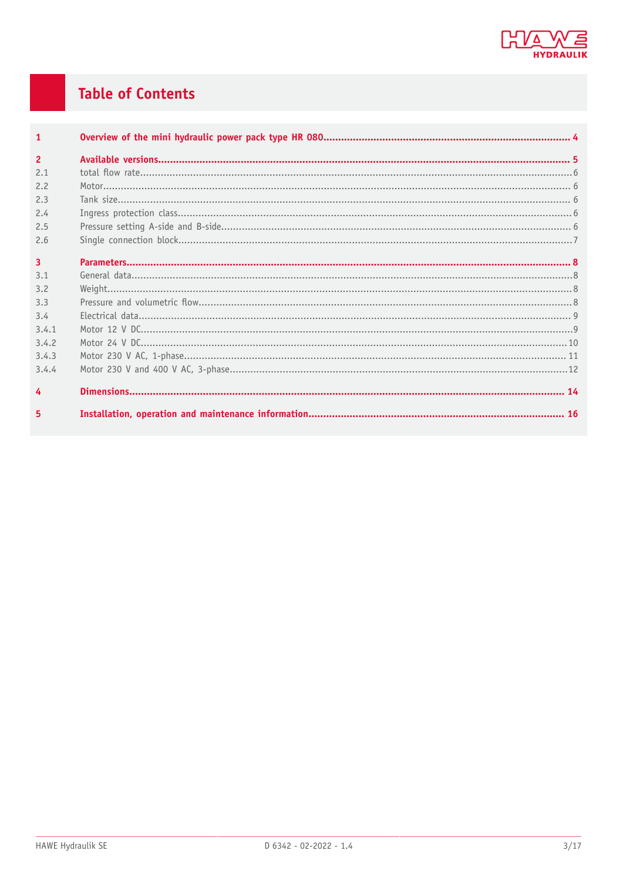# Table of Contents

| | | |
|---|---|---|
| **1** | **Overview of the mini hydraulic power pack type HR 080** | **4** |
| **2** | **Available versions** | **5** |
| 2.1 | total flow rate | 6 |
| 2.2 | Motor | 6 |
| 2.3 | Tank size | 6 |
| 2.4 | Ingress protection class | 6 |
| 2.5 | Pressure setting A-side and B-side | 6 |
| 2.6 | Single connection block | 7 |
| **3** | **Parameters** | **8** |
| 3.1 | General data | 8 |
| 3.2 | Weight | 8 |
| 3.3 | Pressure and volumetric flow | 8 |
| 3.4 | Electrical data | 9 |
| 3.4.1 | Motor 12 V DC | 9 |
| 3.4.2 | Motor 24 V DC | 10 |
| 3.4.3 | Motor 230 V AC, 1-phase | 11 |
| 3.4.4 | Motor 230 V and 400 V AC, 3-phase | 12 |
| **4** | **Dimensions** | **14** |
| **5** | **Installation, operation and maintenance information** | **16** |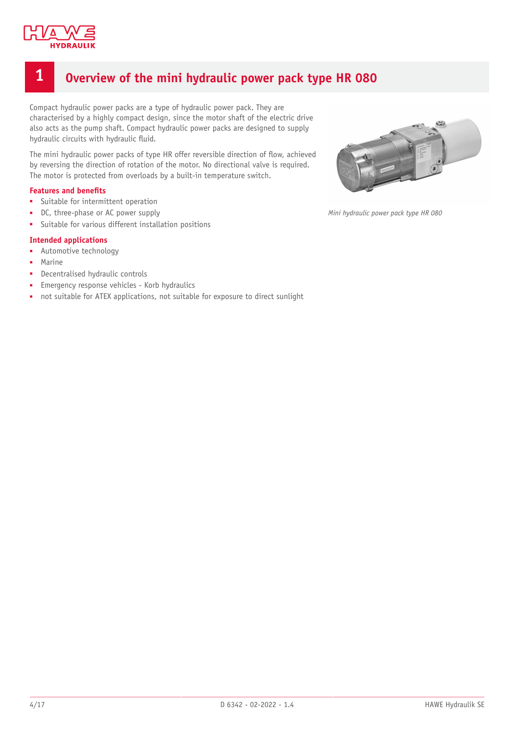# 1 Overview of the mini hydraulic power pack type HR 080

Compact hydraulic power packs are a type of hydraulic power pack. They are characterised by a highly compact design, since the motor shaft of the electric drive also acts as the pump shaft. Compact hydraulic power packs are designed to supply hydraulic circuits with hydraulic fluid.

The mini hydraulic power packs of type HR offer reversible direction of flow, achieved by reversing the direction of rotation of the motor. No directional valve is required. The motor is protected from overloads by a built-in temperature switch.

*Mini hydraulic power pack type HR 080*

### Features and benefits

- Suitable for intermittent operation
- DC, three-phase or AC power supply
- Suitable for various different installation positions

### Intended applications

- Automotive technology
- Marine
- Decentralised hydraulic controls
- Emergency response vehicles - Korb hydraulics
- not suitable for ATEX applications, not suitable for exposure to direct sunlight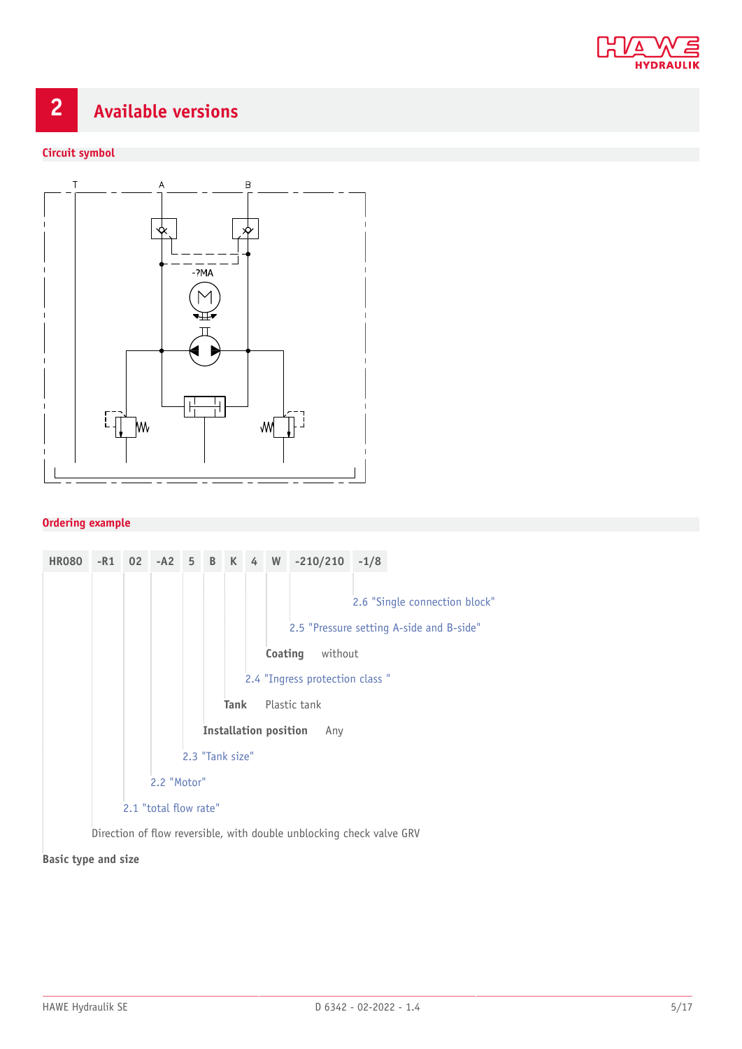## 2 Available versions

### Circuit symbol

T A B

-?MA

### Ordering example

| HR080 | -R1 | 02 | -A2 | 5 | B | K | 4 | W | -210/210 | -1/8 |
|---|---|---|---|---|---|---|---|---|---|---|

- -1/8: 2.6 "Single connection block"
- -210/210: 2.5 "Pressure setting A-side and B-side"
- W: **Coating** without
- 4: 2.4 "Ingress protection class "
- K: **Tank** Plastic tank
- B: **Installation position** Any
- 5: 2.3 "Tank size"
- -A2: 2.2 "Motor"
- 02: 2.1 "total flow rate"
- -R1: Direction of flow reversible, with double unblocking check valve GRV
- HR080: **Basic type and size**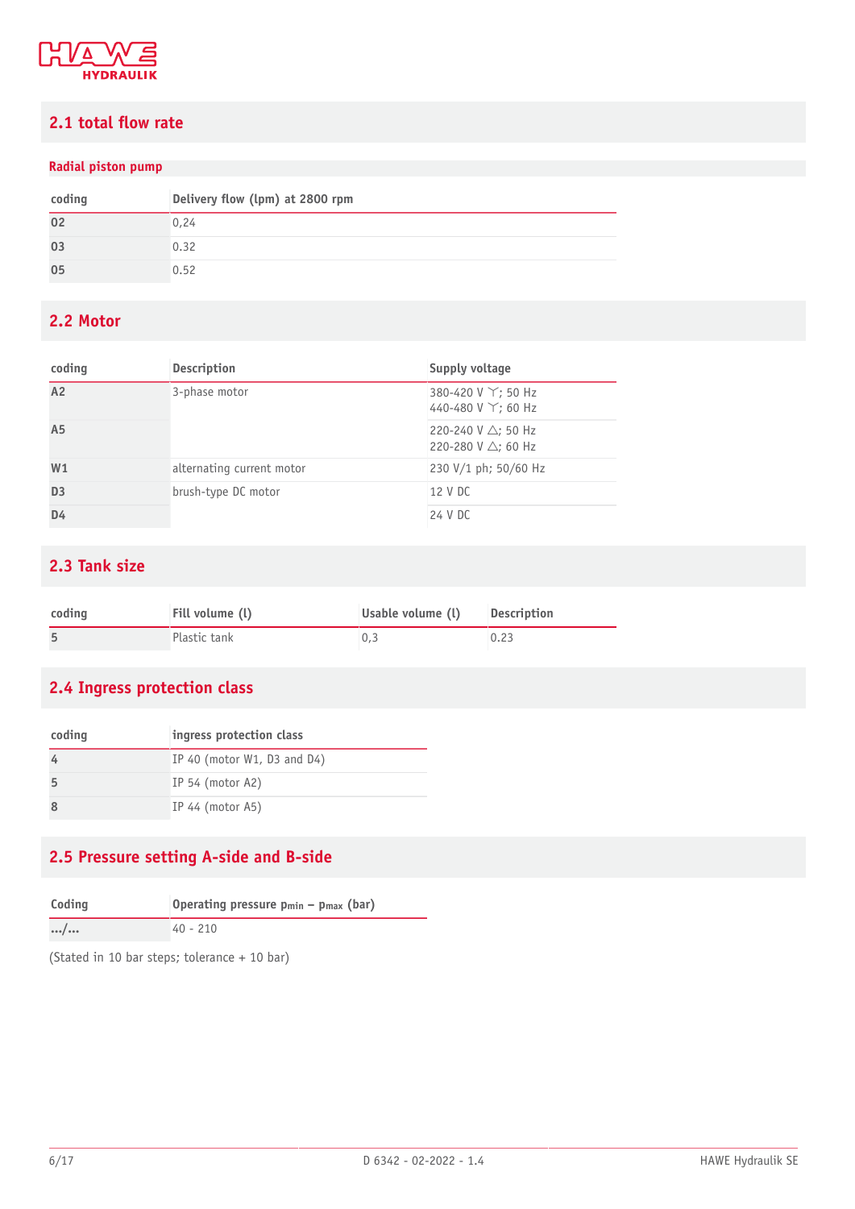## 2.1 total flow rate

### Radial piston pump

| coding | Delivery flow (lpm) at 2800 rpm |
| --- | --- |
| 02 | 0,24 |
| 03 | 0.32 |
| 05 | 0.52 |

## 2.2 Motor

| coding | Description | Supply voltage |
| --- | --- | --- |
| A2 | 3-phase motor | 380-420 V ⋎; 50 Hz<br>440-480 V ⋎; 60 Hz |
| A5 | | 220-240 V △; 50 Hz<br>220-280 V △; 60 Hz |
| W1 | alternating current motor | 230 V/1 ph; 50/60 Hz |
| D3 | brush-type DC motor | 12 V DC |
| D4 | | 24 V DC |

## 2.3 Tank size

| coding | Fill volume (l) | Usable volume (l) | Description |
| --- | --- | --- | --- |
| 5 | Plastic tank | 0,3 | 0.23 |

## 2.4 Ingress protection class

| coding | ingress protection class |
| --- | --- |
| 4 | IP 40 (motor W1, D3 and D4) |
| 5 | IP 54 (motor A2) |
| 8 | IP 44 (motor A5) |

## 2.5 Pressure setting A-side and B-side

| Coding | Operating pressure $p_{min}$ – $p_{max}$ (bar) |
| --- | --- |
| .../... | 40 - 210 |

(Stated in 10 bar steps; tolerance + 10 bar)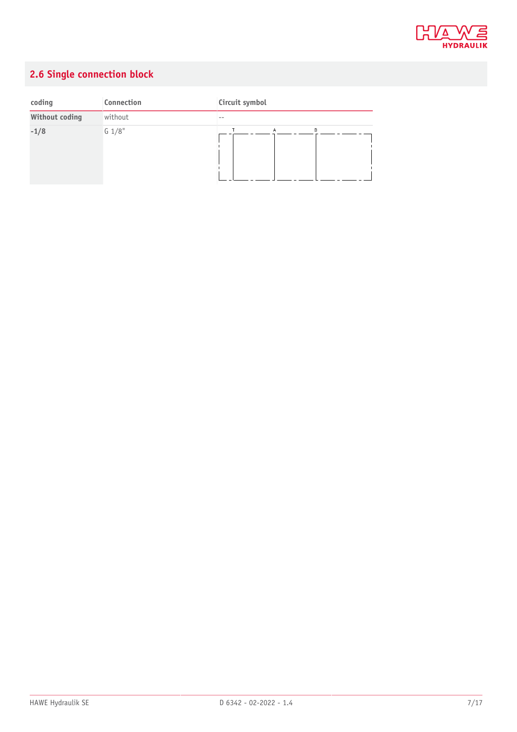## 2.6 Single connection block

| coding | Connection | Circuit symbol |
|---|---|---|
| **Without coding** | without | -- |
| **-1/8** | G 1/8" | T A B |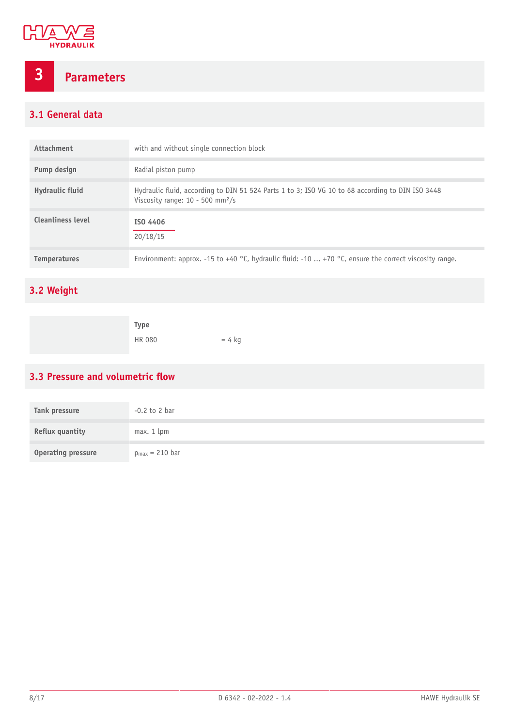# 3 Parameters

## 3.1 General data

| | |
|---|---|
| **Attachment** | with and without single connection block |
| **Pump design** | Radial piston pump |
| **Hydraulic fluid** | Hydraulic fluid, according to DIN 51 524 Parts 1 to 3; ISO VG 10 to 68 according to DIN ISO 3448<br>Viscosity range: 10 - 500 mm²/s |
| **Cleanliness level** | **ISO 4406**<br>20/18/15 |
| **Temperatures** | Environment: approx. -15 to +40 °C, hydraulic fluid: -10 ... +70 °C, ensure the correct viscosity range. |

## 3.2 Weight

| | Type | |
|---|---|---|
| | HR 080 | = 4 kg |

## 3.3 Pressure and volumetric flow

| | |
|---|---|
| **Tank pressure** | -0.2 to 2 bar |
| **Reflux quantity** | max. 1 lpm |
| **Operating pressure** | $p_{max}$ = 210 bar |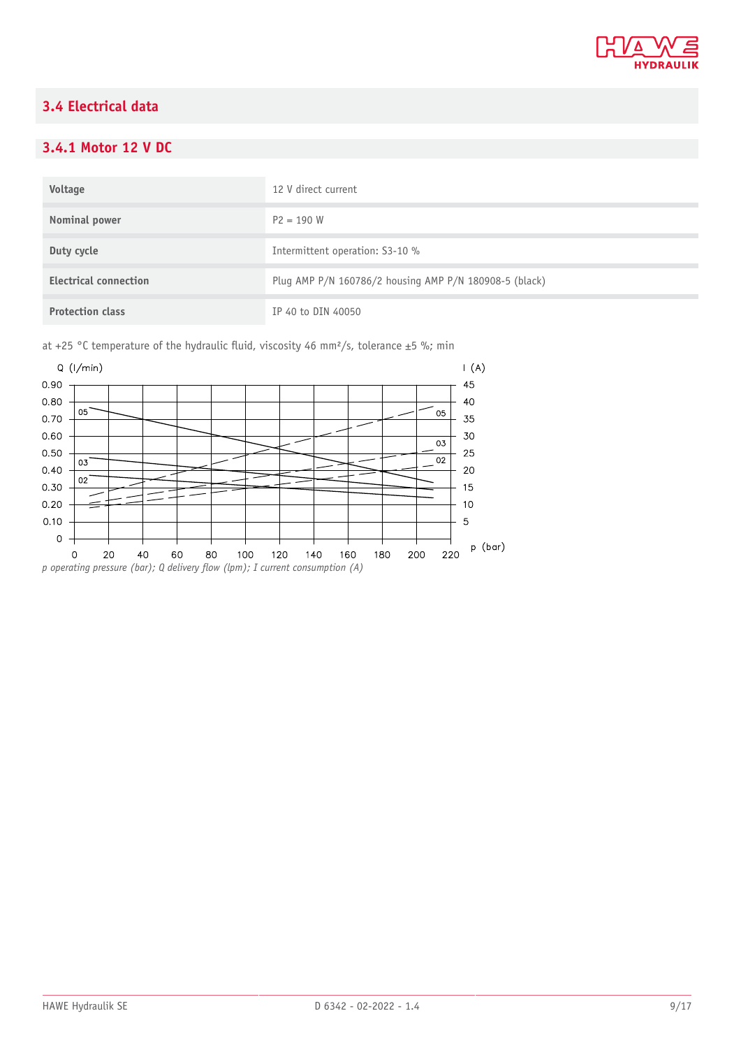## 3.4 Electrical data

### 3.4.1 Motor 12 V DC

| | |
|---|---|
| **Voltage** | 12 V direct current |
| **Nominal power** | P2 = 190 W |
| **Duty cycle** | Intermittent operation: S3-10 % |
| **Electrical connection** | Plug AMP P/N 160786/2 housing AMP P/N 180908-5 (black) |
| **Protection class** | IP 40 to DIN 40050 |

at +25 °C temperature of the hydraulic fluid, viscosity 46 mm²/s, tolerance ±5 %; min

*p operating pressure (bar); Q delivery flow (lpm); I current consumption (A)*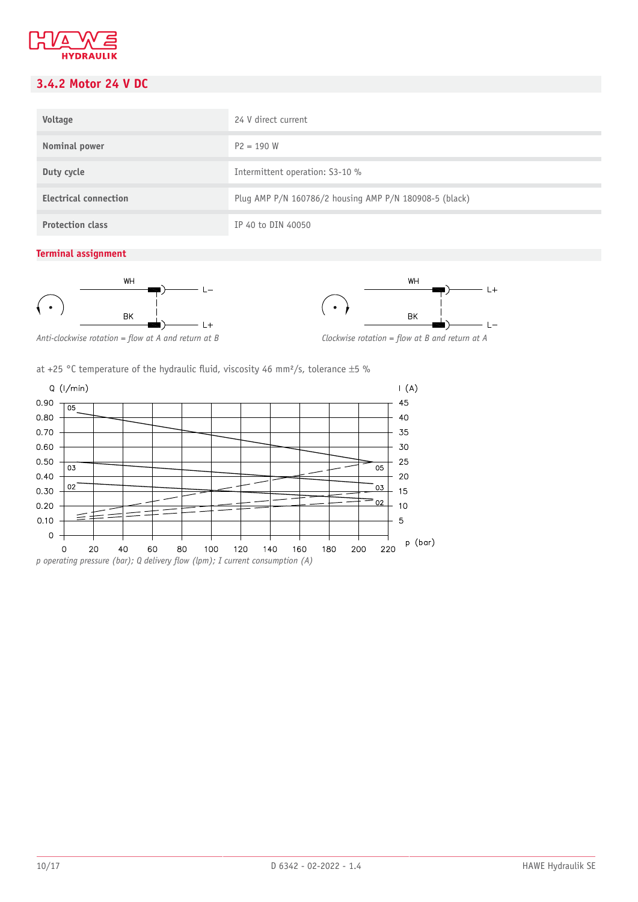## 3.4.2 Motor 24 V DC

| | |
|---|---|
| **Voltage** | 24 V direct current |
| **Nominal power** | P2 = 190 W |
| **Duty cycle** | Intermittent operation: S3-10 % |
| **Electrical connection** | Plug AMP P/N 160786/2 housing AMP P/N 180908-5 (black) |
| **Protection class** | IP 40 to DIN 40050 |

### Terminal assignment

WH L–
BK L+

*Anti-clockwise rotation = flow at A and return at B*

WH L+
BK L–

*Clockwise rotation = flow at B and return at A*

at +25 °C temperature of the hydraulic fluid, viscosity 46 mm²/s, tolerance ±5 %

Q (l/min) 0 – 0.90; I (A) 5 – 45; p (bar) 0 – 220; curves 05, 03, 02

*p operating pressure (bar); Q delivery flow (lpm); I current consumption (A)*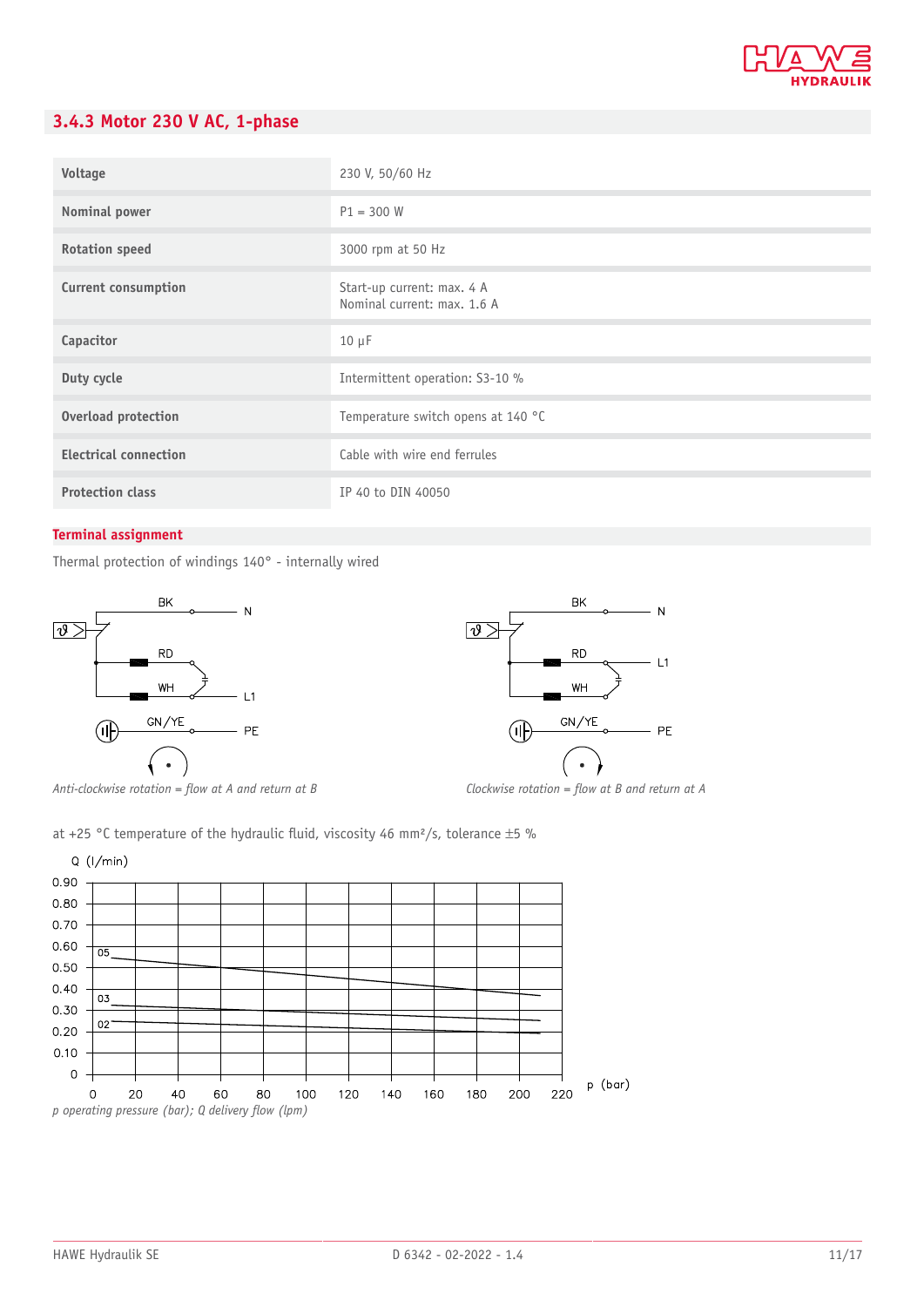### 3.4.3 Motor 230 V AC, 1-phase

| | |
|---|---|
| **Voltage** | 230 V, 50/60 Hz |
| **Nominal power** | P1 = 300 W |
| **Rotation speed** | 3000 rpm at 50 Hz |
| **Current consumption** | Start-up current: max. 4 A<br>Nominal current: max. 1.6 A |
| **Capacitor** | 10 µF |
| **Duty cycle** | Intermittent operation: S3-10 % |
| **Overload protection** | Temperature switch opens at 140 °C |
| **Electrical connection** | Cable with wire end ferrules |
| **Protection class** | IP 40 to DIN 40050 |

**Terminal assignment**

Thermal protection of windings 140° - internally wired

BK N
RD
WH L1
GN/YE PE

*Anti-clockwise rotation = flow at A and return at B*

BK N
RD L1
WH
GN/YE PE

*Clockwise rotation = flow at B and return at A*

at +25 °C temperature of the hydraulic fluid, viscosity 46 mm²/s, tolerance ±5 %

Q (l/min)

05, 03, 02

p (bar)

*p operating pressure (bar); Q delivery flow (lpm)*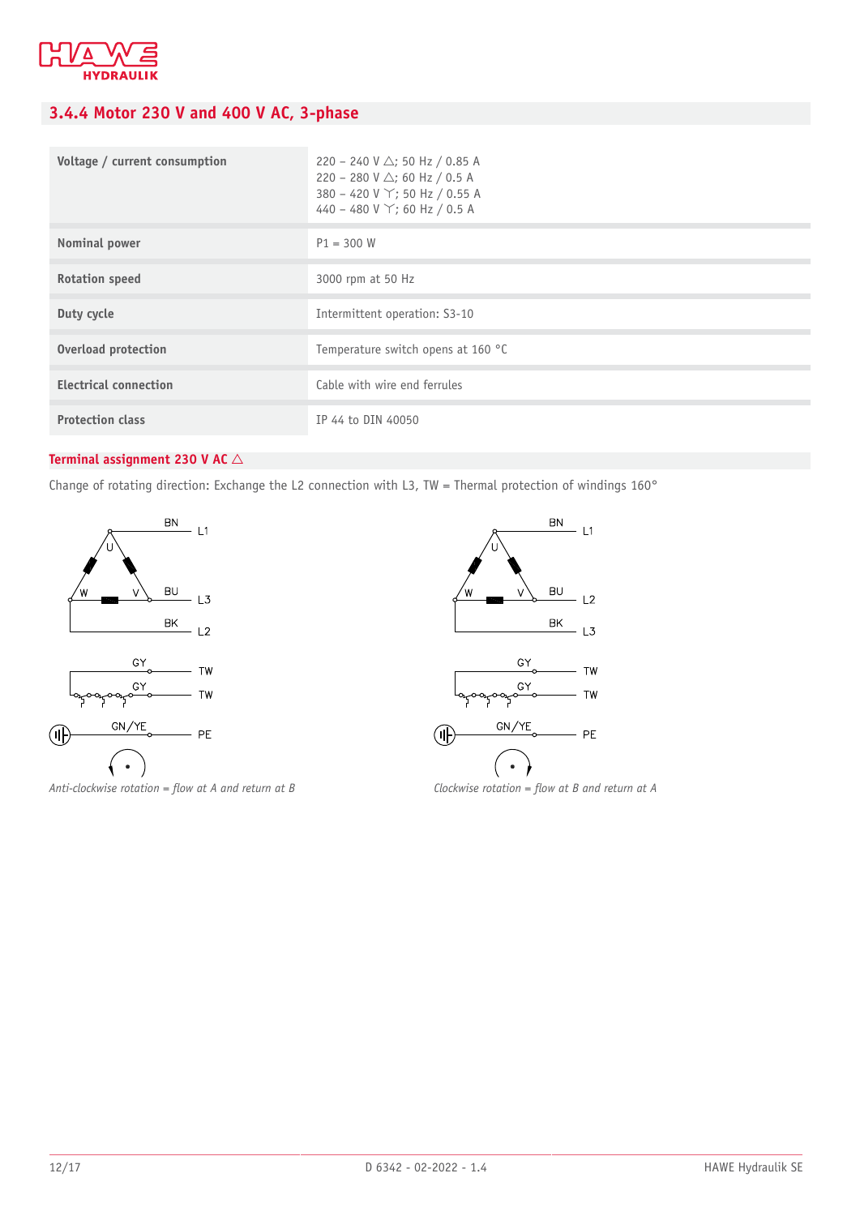## 3.4.4 Motor 230 V and 400 V AC, 3-phase

| | |
|---|---|
| **Voltage / current consumption** | 220 – 240 V △; 50 Hz / 0.85 A<br>220 – 280 V △; 60 Hz / 0.5 A<br>380 – 420 V Y; 50 Hz / 0.55 A<br>440 – 480 V Y; 60 Hz / 0.5 A |
| **Nominal power** | P1 = 300 W |
| **Rotation speed** | 3000 rpm at 50 Hz |
| **Duty cycle** | Intermittent operation: S3-10 |
| **Overload protection** | Temperature switch opens at 160 °C |
| **Electrical connection** | Cable with wire end ferrules |
| **Protection class** | IP 44 to DIN 40050 |

### Terminal assignment 230 V AC △

Change of rotating direction: Exchange the L2 connection with L3, TW = Thermal protection of windings 160°

BN L1, U, W, V, BU L3, BK L2, GY TW, GY TW, GN/YE PE

*Anti-clockwise rotation = flow at A and return at B*

BN L1, U, W, V, BU L2, BK L3, GY TW, GY TW, GN/YE PE

*Clockwise rotation = flow at B and return at A*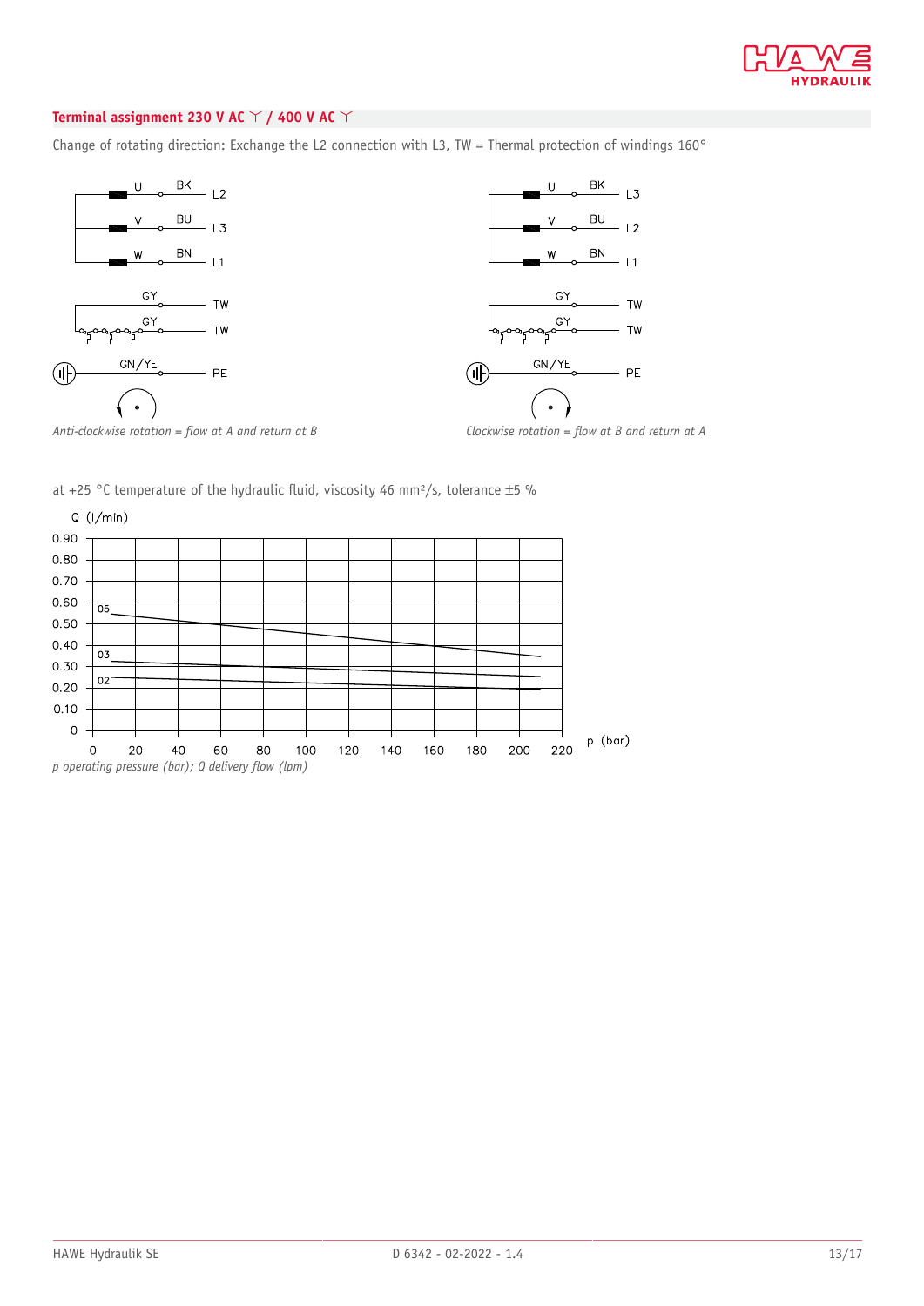## Terminal assignment 230 V AC ⅄ / 400 V AC ⅄

Change of rotating direction: Exchange the L2 connection with L3, TW = Thermal protection of windings 160°

| Wire | Color | Anti-clockwise rotation | Clockwise rotation |
|---|---|---|---|
| U | BK | L2 | L3 |
| V | BU | L3 | L2 |
| W | BN | L1 | L1 |
| | GY | TW | TW |
| | GY | TW | TW |
| | GN/YE | PE | PE |

*Anti-clockwise rotation = flow at A and return at B*

*Clockwise rotation = flow at B and return at A*

at +25 °C temperature of the hydraulic fluid, viscosity 46 mm²/s, tolerance ±5 %

Q (l/min) vs. p (bar): curves 05, 03, 02

*p operating pressure (bar); Q delivery flow (lpm)*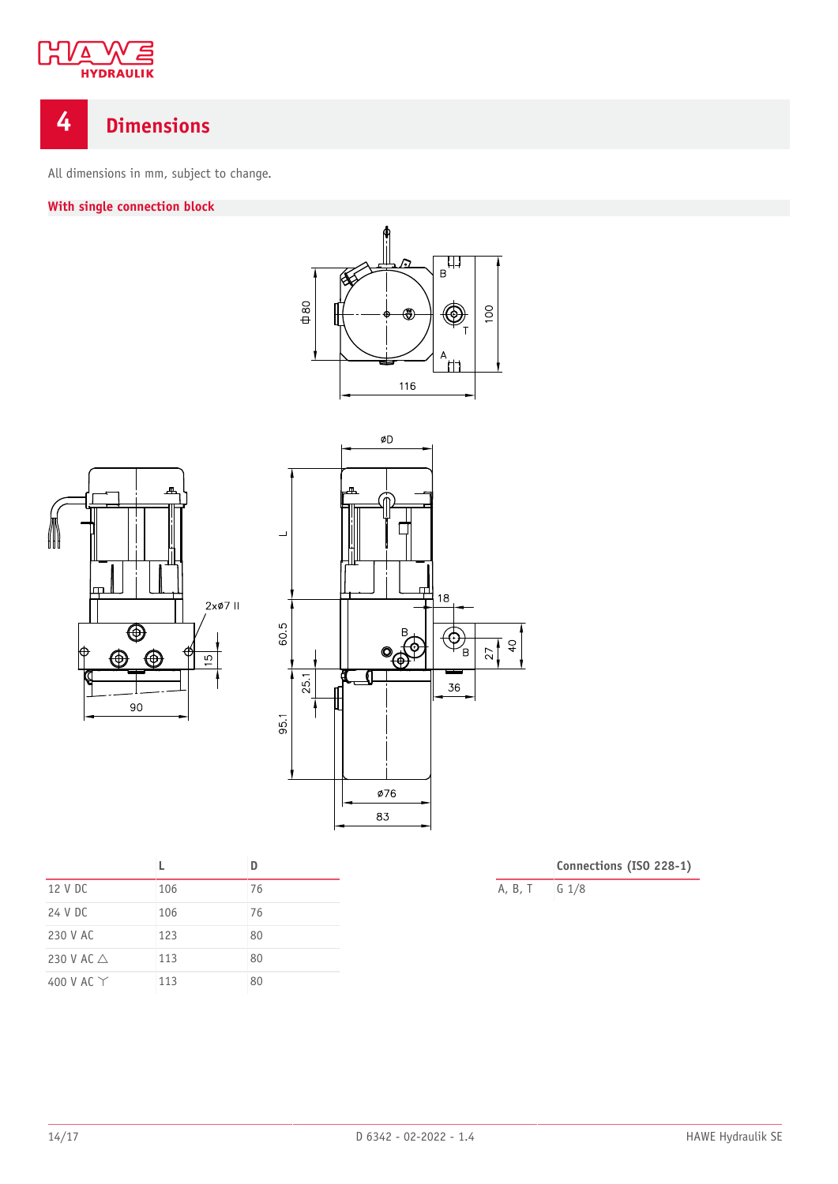# 4 Dimensions

All dimensions in mm, subject to change.

## With single connection block

|  | L | D |
|---|---|---|
| 12 V DC | 106 | 76 |
| 24 V DC | 106 | 76 |
| 230 V AC | 123 | 80 |
| 230 V AC △ | 113 | 80 |
| 400 V AC ⅄ | 113 | 80 |

|  | Connections (ISO 228-1) |
|---|---|
| A, B, T | G 1/8 |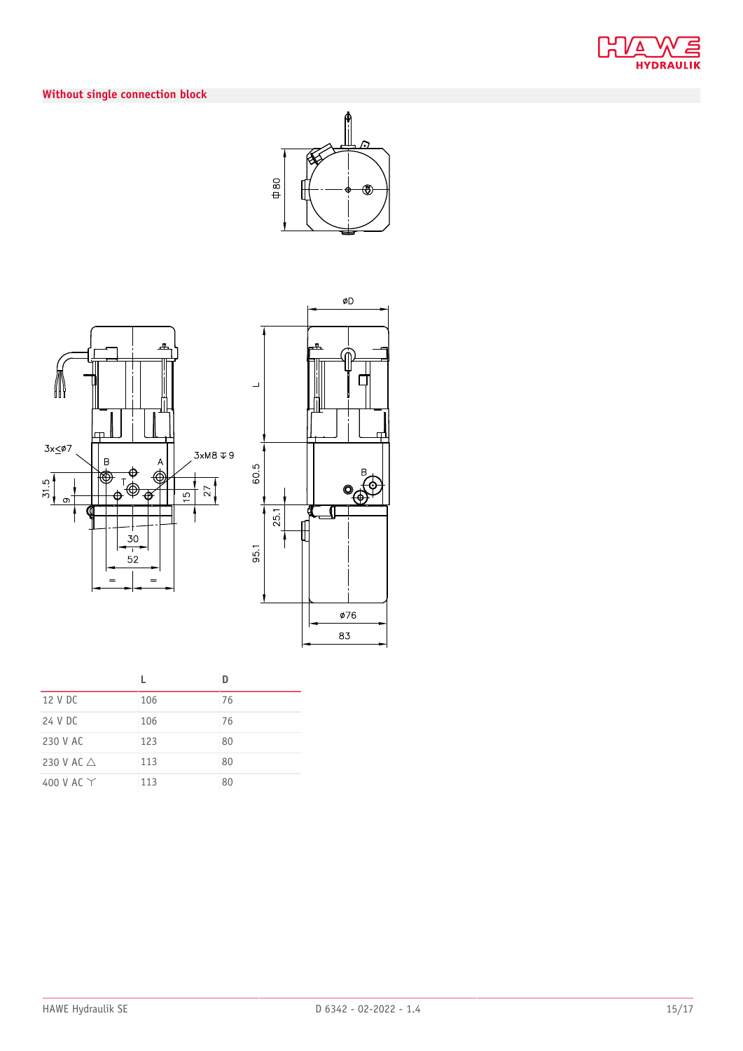## Without single connection block

|  | L | D |
|---|---|---|
| 12 V DC | 106 | 76 |
| 24 V DC | 106 | 76 |
| 230 V AC | 123 | 80 |
| 230 V AC △ | 113 | 80 |
| 400 V AC Y | 113 | 80 |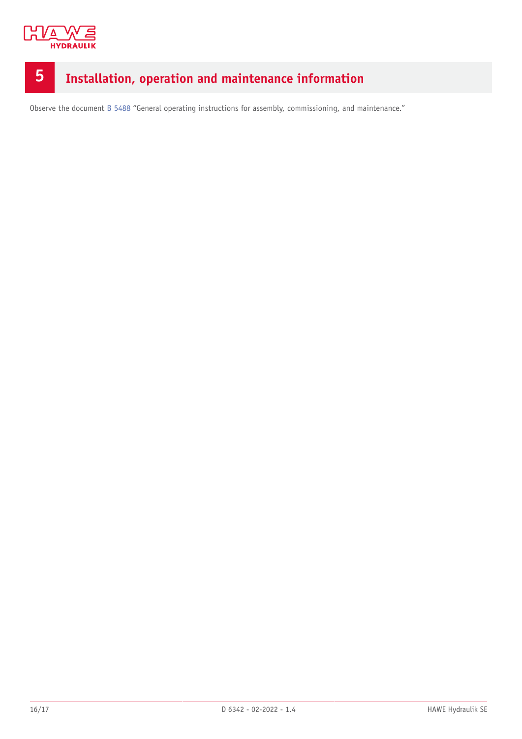# 5 Installation, operation and maintenance information

Observe the document B 5488 “General operating instructions for assembly, commissioning, and maintenance.”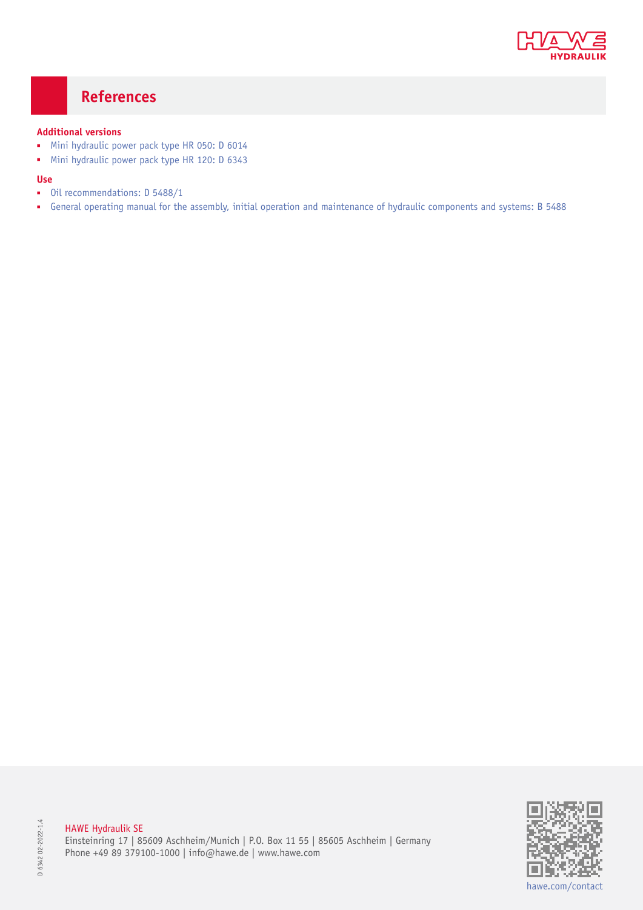## References

**Additional versions**

- Mini hydraulic power pack type HR 050: D 6014
- Mini hydraulic power pack type HR 120: D 6343

**Use**

- Oil recommendations: D 5488/1
- General operating manual for the assembly, initial operation and maintenance of hydraulic components and systems: B 5488

HAWE Hydraulik SE
Einsteinring 17 | 85609 Aschheim/Munich | P.O. Box 11 55 | 85605 Aschheim | Germany
Phone +49 89 379100-1000 | info@hawe.de | www.hawe.com

hawe.com/contact

D 6342 02-2022-1.4